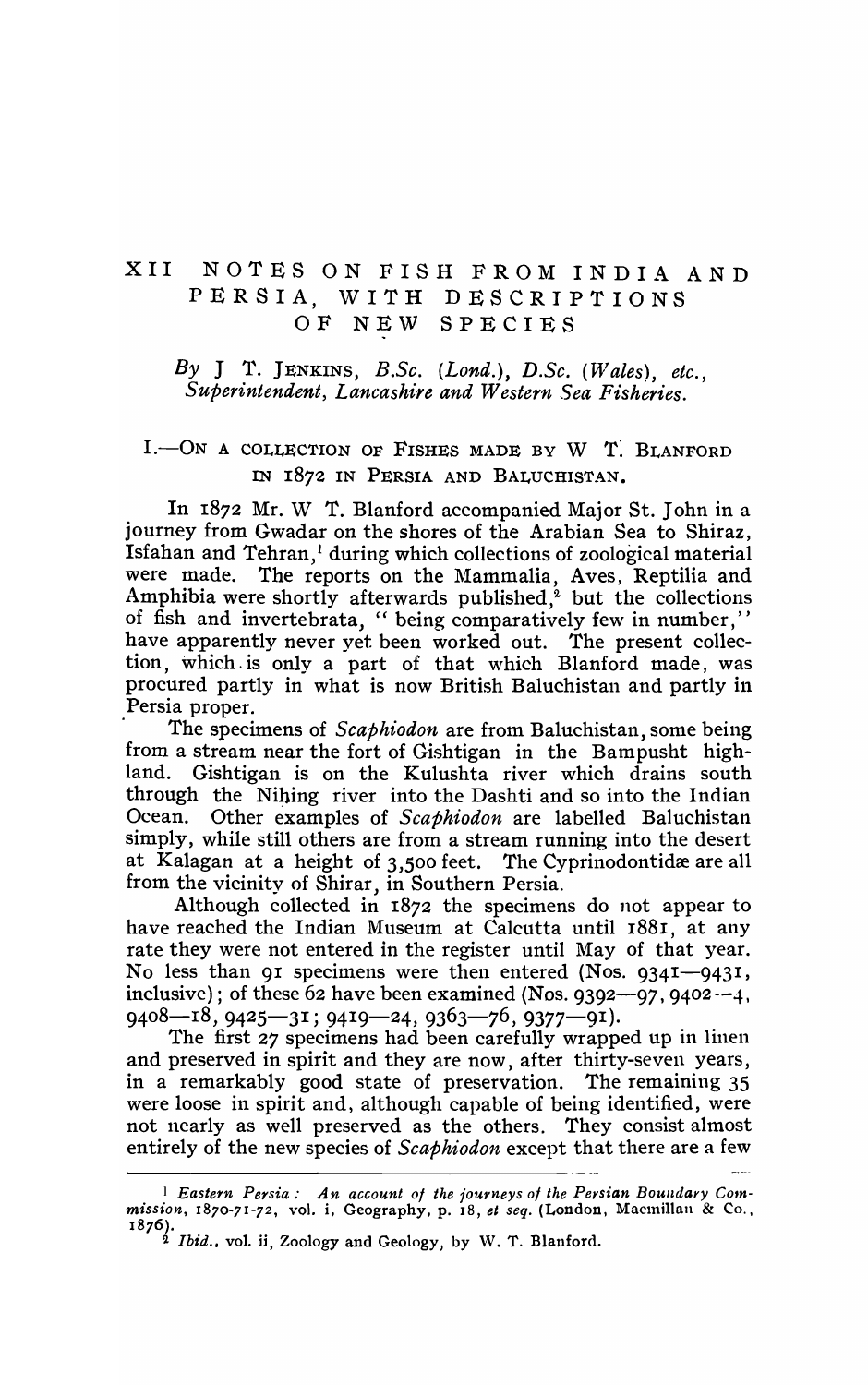# XII NOTES ON FISH FROM INDIA AND PERSIA, WITH DESCRIPTIONS OF NEW SPECIES

*By* J T. JENKINS, *B.Sc.* (*Lond.*), *D.Sc.* (*Wales*), *etc.*, *Superintendent, Lancashire and Western Sea Fisheries.*

## I.—ON A COLLECTION OF FISHES MADE BY W T. BLANFORD IN 1872 IN PERSIA AND BALUCHISTAN.

In 1872 Mr. W T. Blanford accompanied Major St. John in a journey from Gwadar on the shores of the Arabian Sea to Shiraz, Isfahan and Tehran,[1] during which collections of zoological material were made. The reports on the Mammalia, Aves, Reptilia and Amphibia were shortly afterwards published,[2] but the collections of fish and invertebrata, "being comparatively few in number," have apparently never yet been worked out. The present collection, which is only a part of that which Blanford made, was procured partly in what is now British Baluchistan and partly in Persia proper.

The specimens of *Scaphiodon* are from Baluchistan, some being from a stream near the fort of Gishtigan in the Bampusht highland. Gishtigan is on the Kulushta river which drains south through the Nihing river into the Dashti and so into the Indian Ocean. Other examples of *Scaphiodon* are labelled Baluchistan simply, while still others are from a stream running into the desert at Kalagan at a height of 3,500 feet. The Cyprinodontidæ are all from the vicinity of Shirar, in Southern Persia.

Although collected in 1872 the specimens do not appear to have reached the Indian Museum at Calcutta until 1881, at any rate they were not entered in the register until May of that year. No less than 91 specimens were then entered (Nos. 9341—9431, inclusive); of these 62 have been examined (Nos. 9392—97, 9402—4, 9408—18, 9425—31; 9419—24, 9363—76, 9377—91).

The first 27 specimens had been carefully wrapped up in linen and preserved in spirit and they are now, after thirty-seven years, in a remarkably good state of preservation. The remaining 35 were loose in spirit and, although capable of being identified, were not nearly as well preserved as the others. They consist almost entirely of the new species of *Scaphiodon* except that there are a few

---

[1] *Eastern Persia: An account of the journeys of the Persian Boundary Commission*, 1870-71-72, vol. i, Geography, p. 18, *et seq.* (London, Macmillan & Co., 1876).

[2] *Ibid.*, vol. ii, Zoology and Geology, by W. T. Blanford.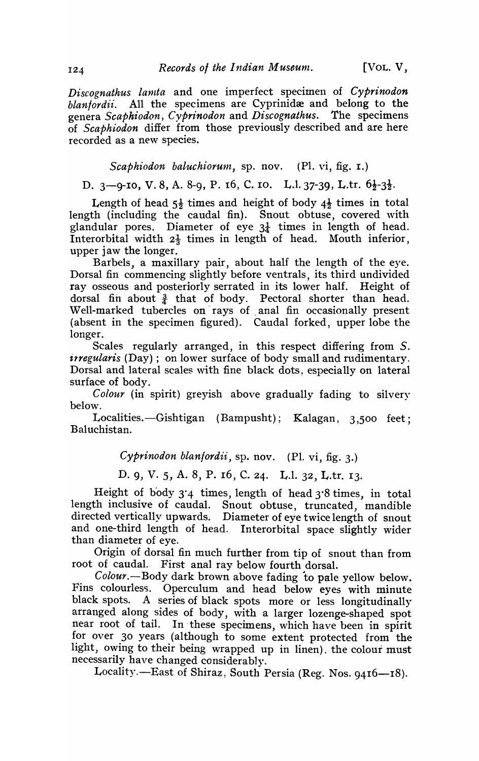*Discognathus lamta* and one imperfect specimen of *Cyprinodon blanfordii*. All the specimens are Cyprinidæ and belong to the genera *Scaphiodon*, *Cyprinodon* and *Discognathus*. The specimens of *Scaphiodon* differ from those previously described and are here recorded as a new species.

### *Scaphiodon baluchiorum*, sp. nov. (Pl. vi, fig. 1.)

D. 3—9-10, V. 8, A. 8-9, P. 16, C. 10. L.l. 37-39, L.tr. $6\frac{1}{2}$-$3\frac{1}{2}$.

Length of head $5\frac{1}{2}$ times and height of body $4\frac{1}{2}$ times in total length (including the caudal fin). Snout obtuse, covered with glandular pores. Diameter of eye $3\frac{1}{4}$ times in length of head. Interorbital width $2\frac{1}{3}$ times in length of head. Mouth inferior, upper jaw the longer.

Barbels, a maxillary pair, about half the length of the eye. Dorsal fin commencing slightly before ventrals, its third undivided ray osseous and posteriorly serrated in its lower half. Height of dorsal fin about $\frac{3}{4}$ that of body. Pectoral shorter than head. Well-marked tubercles on rays of anal fin occasionally present (absent in the specimen figured). Caudal forked, upper lobe the longer.

Scales regularly arranged, in this respect differing from *S. irregularis* (Day); on lower surface of body small and rudimentary. Dorsal and lateral scales with fine black dots, especially on lateral surface of body.

*Colour* (in spirit) greyish above gradually fading to silvery below.

Localities.—Gishtigan (Bampusht); Kalagan, 3,500 feet; Baluchistan.

### *Cyprinodon blanfordii*, sp. nov. (Pl. vi, fig. 3.)

D. 9, V. 5, A. 8, P. 16, C. 24. L.l. 32, L.tr. 13.

Height of body 3·4 times, length of head 3·8 times, in total length inclusive of caudal. Snout obtuse, truncated, mandible directed vertically upwards. Diameter of eye twice length of snout and one-third length of head. Interorbital space slightly wider than diameter of eye.

Origin of dorsal fin much further from tip of snout than from root of caudal. First anal ray below fourth dorsal.

*Colour*.—Body dark brown above fading to pale yellow below. Fins colourless. Operculum and head below eyes with minute black spots. A series of black spots more or less longitudinally arranged along sides of body, with a larger lozenge-shaped spot near root of tail. In these specimens, which have been in spirit for over 30 years (although to some extent protected from the light, owing to their being wrapped up in linen). the colour must necessarily have changed considerably.

Locality.—East of Shiraz, South Persia (Reg. Nos. 9416—18).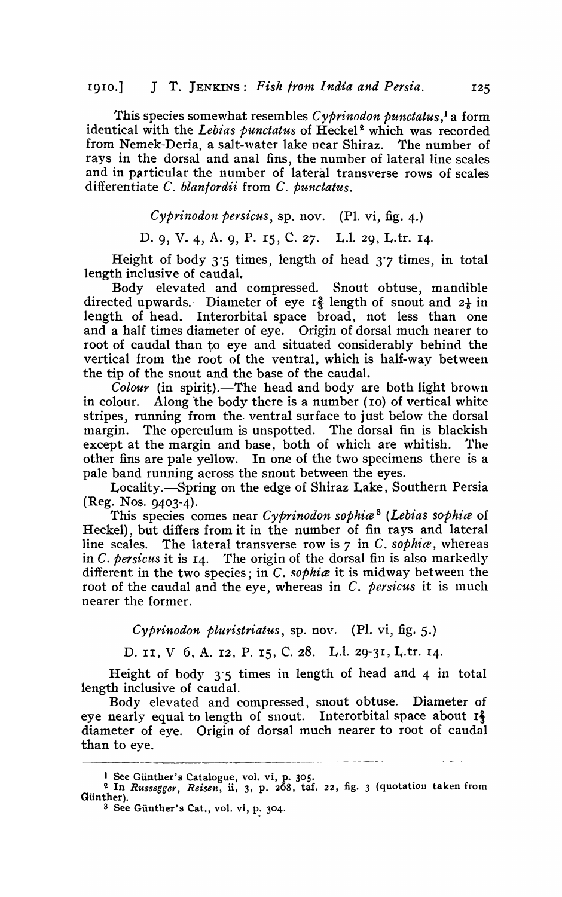This species somewhat resembles *Cyprinodon punctatus*,[1] a form identical with the *Lebias punctatus* of Heckel[2] which was recorded from Nemek-Deria, a salt-water lake near Shiraz. The number of rays in the dorsal and anal fins, the number of lateral line scales and in particular the number of lateral transverse rows of scales differentiate *C. blanfordii* from *C. punctatus*.

*Cyprinodon persicus*, sp. nov. (Pl. vi, fig. 4.)

D. 9, V. 4, A. 9, P. 15, C. 27. L.l. 29, L.tr. 14.

Height of body 3·5 times, length of head 3·7 times, in total length inclusive of caudal.

Body elevated and compressed. Snout obtuse, mandible directed upwards. Diameter of eye $1\frac{2}{3}$ length of snout and $2\frac{1}{5}$ in length of head. Interorbital space broad, not less than one and a half times diameter of eye. Origin of dorsal much nearer to root of caudal than to eye and situated considerably behind the vertical from the root of the ventral, which is half-way between the tip of the snout and the base of the caudal.

*Colour* (in spirit).—The head and body are both light brown in colour. Along the body there is a number (10) of vertical white stripes, running from the ventral surface to just below the dorsal margin. The operculum is unspotted. The dorsal fin is blackish except at the margin and base, both of which are whitish. The other fins are pale yellow. In one of the two specimens there is a pale band running across the snout between the eyes.

Locality.—Spring on the edge of Shiraz Lake, Southern Persia (Reg. Nos. 9403-4).

This species comes near *Cyprinodon sophiæ*[3] (*Lebias sophiæ* of Heckel), but differs from it in the number of fin rays and lateral line scales. The lateral transverse row is 7 in *C. sophiæ*, whereas in *C. persicus* it is 14. The origin of the dorsal fin is also markedly different in the two species; in *C. sophiæ* it is midway between the root of the caudal and the eye, whereas in *C. persicus* it is much nearer the former.

*Cyprinodon pluristriatus*, sp. nov. (Pl. vi, fig. 5.)

D. 11, V 6, A. 12, P. 15, C. 28. L.l. 29-31, L.tr. 14.

Height of body 3·5 times in length of head and 4 in total length inclusive of caudal.

Body elevated and compressed, snout obtuse. Diameter of eye nearly equal to length of snout. Interorbital space about $1\frac{2}{3}$ diameter of eye. Origin of dorsal much nearer to root of caudal than to eye.

---

[1] See Günther's Catalogue, vol. vi, p. 305.

[2] In *Russegger, Reisen*, ii, 3, p. 268, taf. 22, fig. 3 (quotation taken from Günther).

[3] See Günther's Cat., vol. vi, p. 304.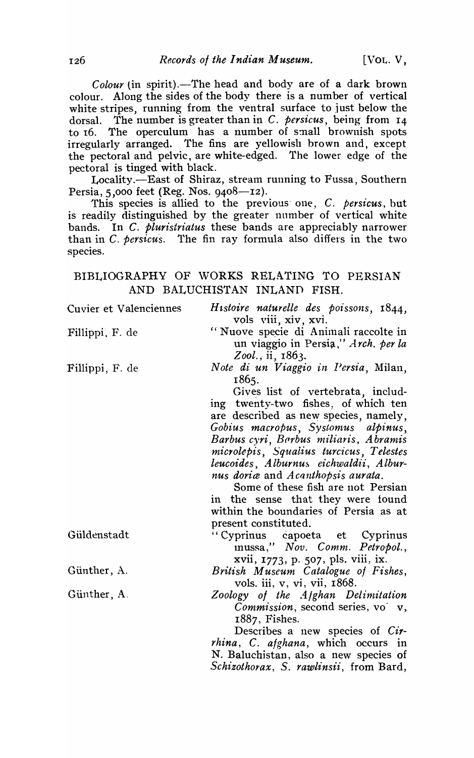*Colour* (in spirit).—The head and body are of a dark brown colour. Along the sides of the body there is a number of vertical white stripes, running from the ventral surface to just below the dorsal. The number is greater than in *C. persicus*, being from 14 to 16. The operculum has a number of small brownish spots irregularly arranged. The fins are yellowish brown and, except the pectoral and pelvic, are white-edged. The lower edge of the pectoral is tinged with black.

Locality.—East of Shiraz, stream running to Fussa, Southern Persia, 5,000 feet (Reg. Nos. 9408—12).

This species is allied to the previous one, *C. persicus*, but is readily distinguished by the greater number of vertical white bands. In *C. pluristriatus* these bands are appreciably narrower than in *C. persicus*. The fin ray formula also differs in the two species.

## BIBLIOGRAPHY OF WORKS RELATING TO PERSIAN AND BALUCHISTAN INLAND FISH.

Cuvier et Valenciennes — *Histoire naturelle des poissons*, 1844, vols viii, xiv, xvi.

Fillippi, F. de — "Nuove specie di Animali raccolte in un viaggio in Persia," *Arch. per la Zool.*, ii, 1863.

Fillippi, F. de — *Note di un Viaggio in Persia*, Milan, 1865.

Gives list of vertebrata, including twenty-two fishes, of which ten are described as new species, namely, *Gobius macropus*, *Systomus alpinus*, *Barbus cyri*, *Barbus miliaris*, *Abramis microlepis*, *Squalius turcicus*, *Telestes leucoides*, *Alburnus eichwaldii*, *Alburnus doriæ* and *Acanthopsis aurata*.

Some of these fish are not Persian in the sense that they were found within the boundaries of Persia as at present constituted.

Güldenstadt — "Cyprinus capoeta et Cyprinus mussa," *Nov. Comm. Petropol.*, xvii, 1773, p. 507, pls. viii, ix.

Günther, A. — *British Museum Catalogue of Fishes*, vols. iii, v, vi, vii, 1868.

Günther, A. — *Zoology of the Afghan Delimitation Commission*, second series, vol v, 1887, Fishes.

Describes a new species of *Cirrhina*, *C. afghana*, which occurs in N. Baluchistan, also a new species of *Schizothorax*, *S. rawlinsii*, from Bard,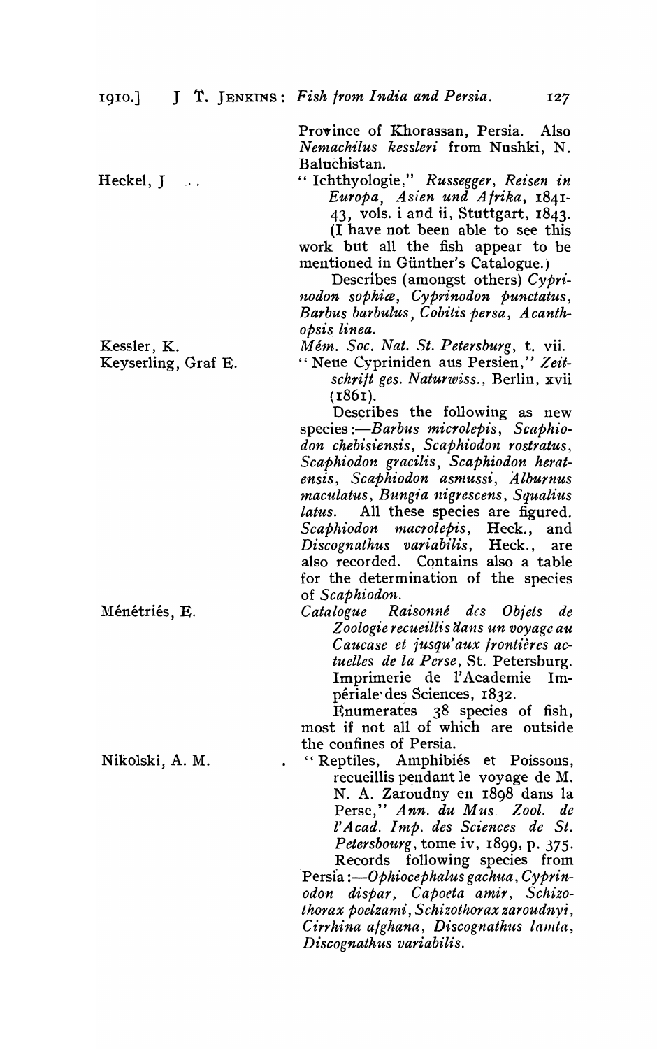Province of Khorassan, Persia. Also *Nemachilus kessleri* from Nushki, N. Baluchistan.

**Heckel, J** .. "Ichthyologie," *Russegger, Reisen in Europa, Asien und Afrika*, 1841-43, vols. i and ii, Stuttgart, 1843.

(I have not been able to see this work but all the fish appear to be mentioned in Günther's Catalogue.)

Describes (amongst others) *Cyprinodon sophiæ*, *Cyprinodon punctatus*, *Barbus barbulus*, *Cobitis persa*, *Acanthopsis linea*.

**Kessler, K.** *Mém. Soc. Nat. St. Petersburg*, t. vii.

**Keyserling, Graf E.** "Neue Cypriniden aus Persien," *Zeitschrift ges. Naturwiss.*, Berlin, xvii (1861).

Describes the following as new species:—*Barbus microlepis*, *Scaphiodon chebisiensis*, *Scaphiodon rostratus*, *Scaphiodon gracilis*, *Scaphiodon heratensis*, *Scaphiodon asmussi*, *Alburnus maculatus*, *Bungia nigrescens*, *Squalius latus*. All these species are figured. *Scaphiodon macrolepis*, Heck., and *Discognathus variabilis*, Heck., are also recorded. Contains also a table for the determination of the species of *Scaphiodon*.

**Ménétriés, E.** *Catalogue Raisonné des Objets de Zoologie recueillis dans un voyage au Caucase et jusqu'aux frontières actuelles de la Perse*, St. Petersburg. Imprimerie de l'Academie Impériale des Sciences, 1832.

Enumerates 38 species of fish, most if not all of which are outside the confines of Persia.

**Nikolski, A. M.** . "Reptiles, Amphibiés et Poissons, recueillis pendant le voyage de M. N. A. Zaroudny en 1898 dans la Perse," *Ann. du Mus. Zool. de l'Acad. Imp. des Sciences de St. Petersbourg*, tome iv, 1899, p. 375.

Records following species from Persia:—*Ophiocephalus gachua*, *Cyprinodon dispar*, *Capoeta amir*, *Schizothorax poelzami*, *Schizothorax zaroudnyi*, *Cirrhina afghana*, *Discognathus lamta*, *Discognathus variabilis*.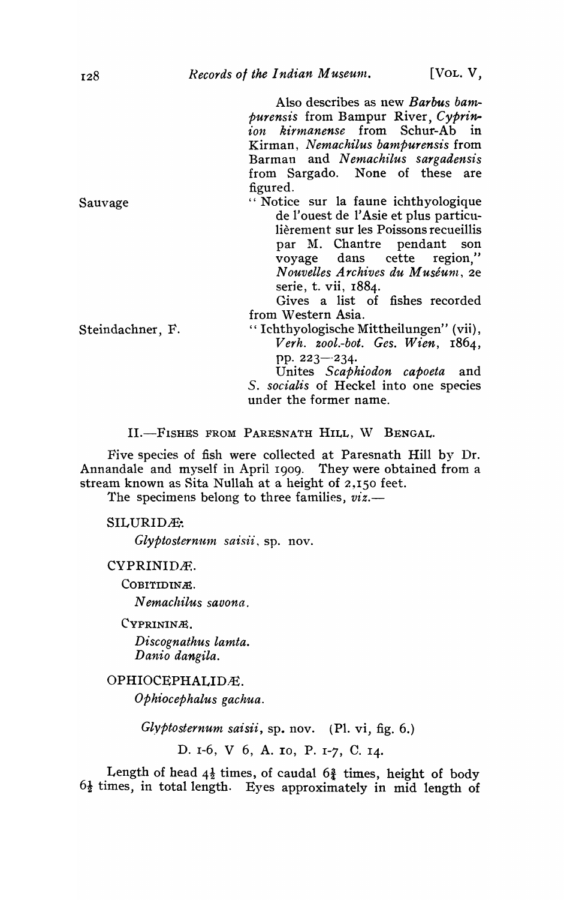Also describes as new *Barbus bampurensis* from Bampur River, *Cyprinion kirmanense* from Schur-Ab in Kirman, *Nemachilus bampurensis* from Barman and *Nemachilus sargadensis* from Sargado. None of these are figured.

Sauvage — "Notice sur la faune ichthyologique de l'ouest de l'Asie et plus particulièrement sur les Poissons recueillis par M. Chantre pendant son voyage dans cette région," *Nouvelles Archives du Muséum*, 2e serie, t. vii, 1884.

Gives a list of fishes recorded from Western Asia.

Steindachner, F. — "Ichthyologische Mittheilungen" (vii), *Verh. zool.-bot. Ges. Wien*, 1864, pp. 223—234.

Unites *Scaphiodon capoeta* and *S. socialis* of Heckel into one species under the former name.

## II.—Fishes from Paresnath Hill, W Bengal.

Five species of fish were collected at Paresnath Hill by Dr. Annandale and myself in April 1909. They were obtained from a stream known as Sita Nullah at a height of 2,150 feet.

The specimens belong to three families, *viz.*—

SILURIDÆ.

*Glyptosternum saisii*, sp. nov.

CYPRINIDÆ.

COBITIDINÆ.

*Nemachilus savona.*

CYPRININÆ.

*Discognathus lamta.*
*Danio dangila.*

OPHIOCEPHALIDÆ.

*Ophiocephalus gachua.*

*Glyptosternum saisii*, sp. nov. (Pl. vi, fig. 6.)

D. 1-6, V 6, A. 10, P. 1-7, C. 14.

Length of head $4\frac{1}{2}$ times, of caudal $6\frac{3}{4}$ times, height of body $6\frac{1}{2}$ times, in total length. Eyes approximately in mid length of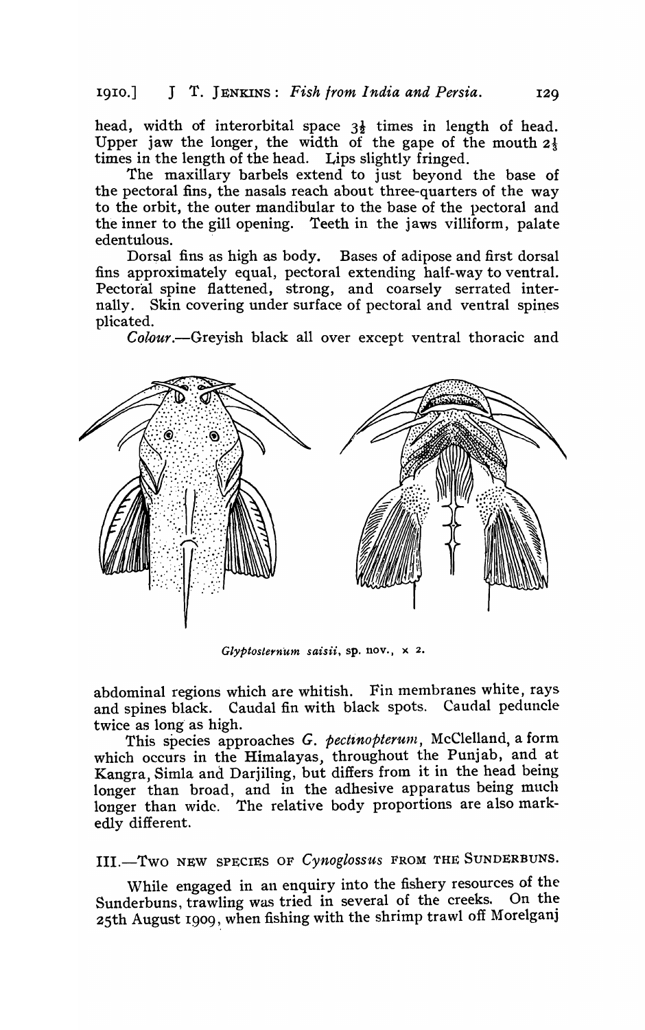head, width of interorbital space $3\frac{1}{2}$ times in length of head. Upper jaw the longer, the width of the gape of the mouth $2\frac{1}{3}$ times in the length of the head. Lips slightly fringed.

The maxillary barbels extend to just beyond the base of the pectoral fins, the nasals reach about three-quarters of the way to the orbit, the outer mandibular to the base of the pectoral and the inner to the gill opening. Teeth in the jaws villiform, palate edentulous.

Dorsal fins as high as body. Bases of adipose and first dorsal fins approximately equal, pectoral extending half-way to ventral. Pectoral spine flattened, strong, and coarsely serrated internally. Skin covering under surface of pectoral and ventral spines plicated.

*Colour.*—Greyish black all over except ventral thoracic and abdominal regions which are whitish. Fin membranes white, rays and spines black. Caudal fin with black spots. Caudal peduncle twice as long as high.

*Glyptosternum saisii*, sp. nov., × 2.

This species approaches *G. pectinopterum*, McClelland, a form which occurs in the Himalayas, throughout the Punjab, and at Kangra, Simla and Darjiling, but differs from it in the head being longer than broad, and in the adhesive apparatus being much longer than wide. The relative body proportions are also markedly different.

## III.—Two new species of *Cynoglossus* from the Sunderbuns.

While engaged in an enquiry into the fishery resources of the Sunderbuns, trawling was tried in several of the creeks. On the 25th August 1909, when fishing with the shrimp trawl off Morelganj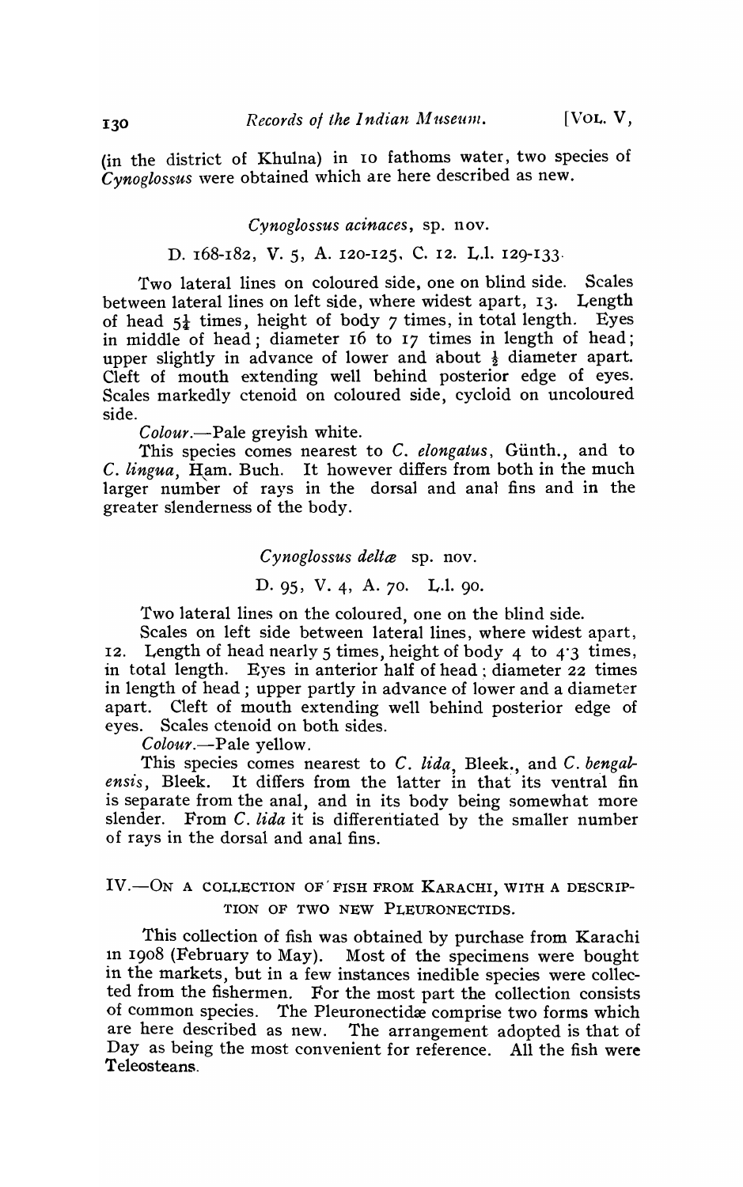(in the district of Khulna) in 10 fathoms water, two species of *Cynoglossus* were obtained which are here described as new.

### *Cynoglossus acinaces*, sp. nov.

D. 168-182, V. 5, A. 120-125, C. 12. L.l. 129-133.

Two lateral lines on coloured side, one on blind side. Scales between lateral lines on left side, where widest apart, 13. Length of head $5\frac{1}{4}$ times, height of body 7 times, in total length. Eyes in middle of head; diameter 16 to 17 times in length of head; upper slightly in advance of lower and about $\frac{1}{2}$ diameter apart. Cleft of mouth extending well behind posterior edge of eyes. Scales markedly ctenoid on coloured side, cycloid on uncoloured side.

*Colour.*—Pale greyish white.

This species comes nearest to *C. elongatus*, Günth., and to *C. lingua*, Ham. Buch. It however differs from both in the much larger number of rays in the dorsal and anal fins and in the greater slenderness of the body.

### *Cynoglossus deltæ* sp. nov.

D. 95, V. 4, A. 70. L.l. 90.

Two lateral lines on the coloured, one on the blind side.

Scales on left side between lateral lines, where widest apart, 12. Length of head nearly 5 times, height of body 4 to 4·3 times, in total length. Eyes in anterior half of head; diameter 22 times in length of head; upper partly in advance of lower and a diameter apart. Cleft of mouth extending well behind posterior edge of eyes. Scales ctenoid on both sides.

*Colour.*—Pale yellow.

This species comes nearest to *C. lida*, Bleek., and *C. bengalensis*, Bleek. It differs from the latter in that its ventral fin is separate from the anal, and in its body being somewhat more slender. From *C. lida* it is differentiated by the smaller number of rays in the dorsal and anal fins.

## IV.—On a collection of fish from Karachi, with a description of two new Pleuronectids.

This collection of fish was obtained by purchase from Karachi in 1908 (February to May). Most of the specimens were bought in the markets, but in a few instances inedible species were collected from the fishermen. For the most part the collection consists of common species. The Pleuronectidæ comprise two forms which are here described as new. The arrangement adopted is that of Day as being the most convenient for reference. All the fish were Teleosteans.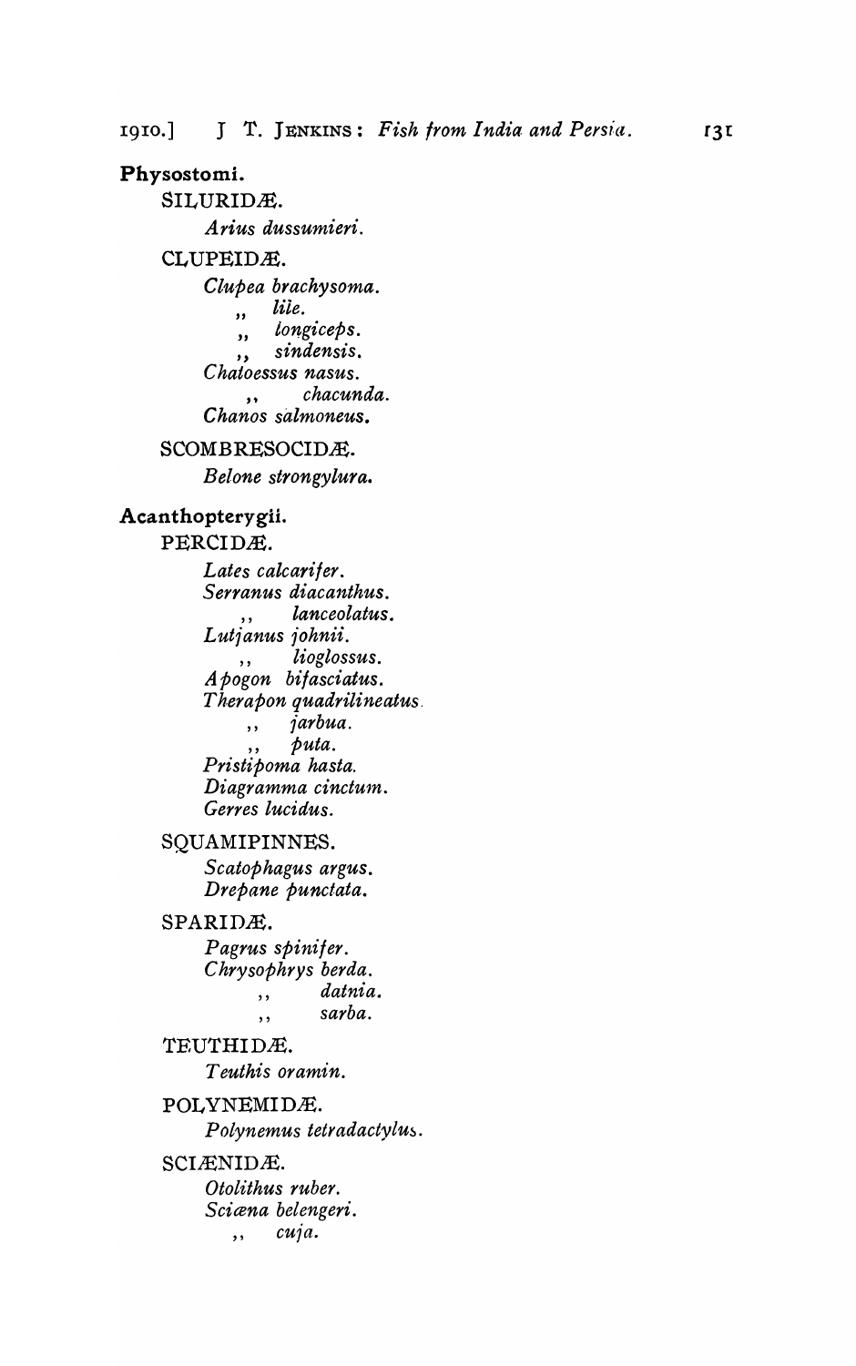**Physostomi.**

SILURIDÆ.

*Arius dussumieri.*

CLUPEIDÆ.

*Clupea brachysoma.*
,, *lile.*
,, *longiceps.*
,, *sindensis.*
*Chatoessus nasus.*
,, *chacunda.*
*Chanos salmoneus.*

SCOMBRESOCIDÆ.

*Belone strongylura.*

**Acanthopterygii.**

PERCIDÆ.

*Lates calcarifer.*
*Serranus diacanthus.*
,, *lanceolatus.*
*Lutjanus johnii.*
,, *lioglossus.*
*Apogon bifasciatus.*
*Therapon quadrilineatus.*
,, *jarbua.*
,, *puta.*
*Pristipoma hasta.*
*Diagramma cinctum.*
*Gerres lucidus.*

SQUAMIPINNES.

*Scatophagus argus.*
*Drepane punctata.*

SPARIDÆ.

*Pagrus spinifer.*
*Chrysophrys berda.*
,, *datnia.*
,, *sarba.*

TEUTHIDÆ.

*Teuthis oramin.*

POLYNEMIDÆ.

*Polynemus tetradactylus.*

SCIÆNIDÆ.

*Otolithus ruber.*
*Sciæna belengeri.*
,, *cuja.*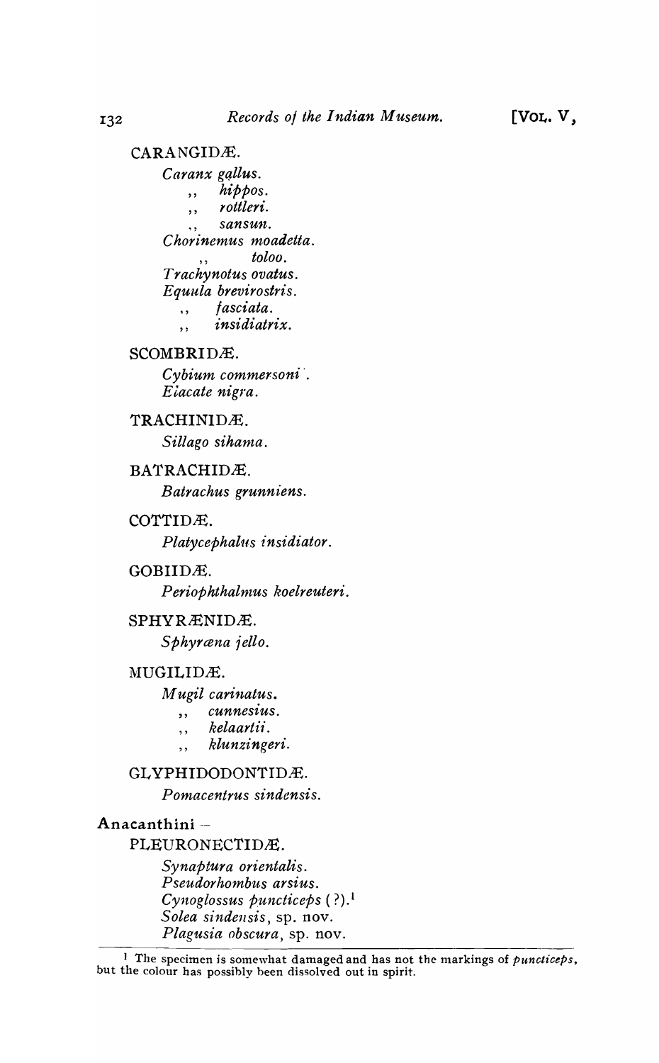CARANGIDÆ.

*Caranx gallus.*
  ,, *hippos.*
  ,, *rottleri.*
  ,, *sansun.*
*Chorinemus moadetta.*
  ,, *toloo.*
*Trachynotus ovatus.*
*Equula brevirostris.*
  ,, *fasciata.*
  ,, *insidiatrix.*

SCOMBRIDÆ.

*Cybium commersoni.*
*Elacate nigra.*

TRACHINIDÆ.

*Sillago sihama.*

BATRACHIDÆ.

*Batrachus grunniens.*

COTTIDÆ.

*Platycephalus insidiator.*

GOBIIDÆ.

*Periophthalmus koelreuteri.*

SPHYRÆNIDÆ.

*Sphyræna jello.*

MUGILIDÆ.

*Mugil carinatus.*
  ,, *cunnesius.*
  ,, *kelaartii.*
  ,, *klunzingeri.*

GLYPHIDODONTIDÆ.

*Pomacentrus sindensis.*

**Anacanthini** —

PLEURONECTIDÆ.

*Synaptura orientalis.*
*Pseudorhombus arsius.*
*Cynoglossus puncticeps* (?).[1]
*Solea sindensis*, sp. nov.
*Plagusia obscura*, sp. nov.

---

[1] The specimen is somewhat damaged and has not the markings of *puncticeps*, but the colour has possibly been dissolved out in spirit.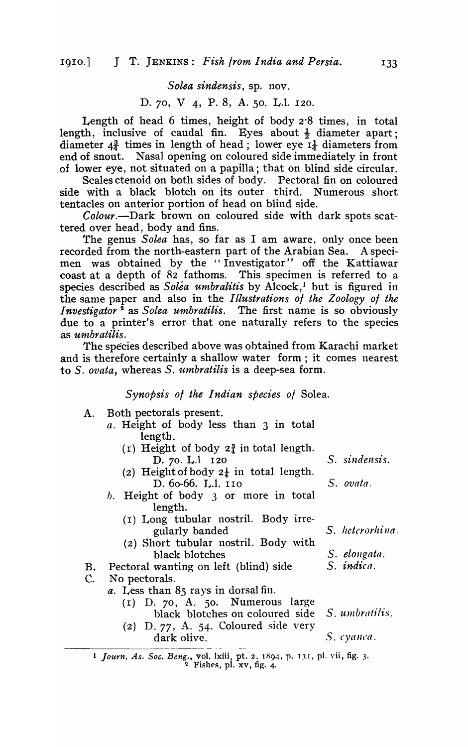*Solea sindensis*, sp. nov.

D. 70, V 4, P. 8, A. 50. L.l. 120.

Length of head 6 times, height of body 2·8 times, in total length, inclusive of caudal fin. Eyes about ½ diameter apart; diameter 4¾ times in length of head; lower eye 1¼ diameters from end of snout. Nasal opening on coloured side immediately in front of lower eye, not situated on a papilla; that on blind side circular.

Scales ctenoid on both sides of body. Pectoral fin on coloured side with a black blotch on its outer third. Numerous short tentacles on anterior portion of head on blind side.

*Colour*.—Dark brown on coloured side with dark spots scattered over head, body and fins.

The genus *Solea* has, so far as I am aware, only once been recorded from the north-eastern part of the Arabian Sea. A specimen was obtained by the "Investigator" off the Kattiawar coast at a depth of 82 fathoms. This specimen is referred to a species described as *Soléa umbralitis* by Alcock,[1] but is figured in the same paper and also in the *Illustrations of the Zoology of the Investigator*[2] as *Solea umbratilis*. The first name is so obviously due to a printer's error that one naturally refers to the species as *umbratilis*.

The species described above was obtained from Karachi market and is therefore certainly a shallow water form; it comes nearest to *S. ovata*, whereas *S. umbratilis* is a deep-sea form.

*Synopsis of the Indian species of* Solea.

- A. Both pectorals present.
  - *a*. Height of body less than 3 in total length.
    - (1) Height of body 2⅘ in total length. D. 70. L.l 120 — *S. sindensis*.
    - (2) Height of body 2¼ in total length. D. 60-66. L.l. 110 — *S. ovata*.
  - *b*. Height of body 3 or more in total length.
    - (1) Long tubular nostril. Body irregularly banded — *S. heterorhina*.
    - (2) Short tubular nostril. Body with black blotches — *S. elongata*.
- B. Pectoral wanting on left (blind) side — *S. indica*.
- C. No pectorals.
  - *a*. Less than 85 rays in dorsal fin.
    - (1) D. 70, A. 50. Numerous large black blotches on coloured side — *S. umbratilis*.
    - (2) D. 77, A. 54. Coloured side very dark olive. — *S. cyanea*.

---

[1] *Journ. As. Soc. Beng.*, vol. lxiii, pt. 2, 1894, p. 131, pl. vii, fig. 3.

[2] Fishes, pl. xv, fig. 4.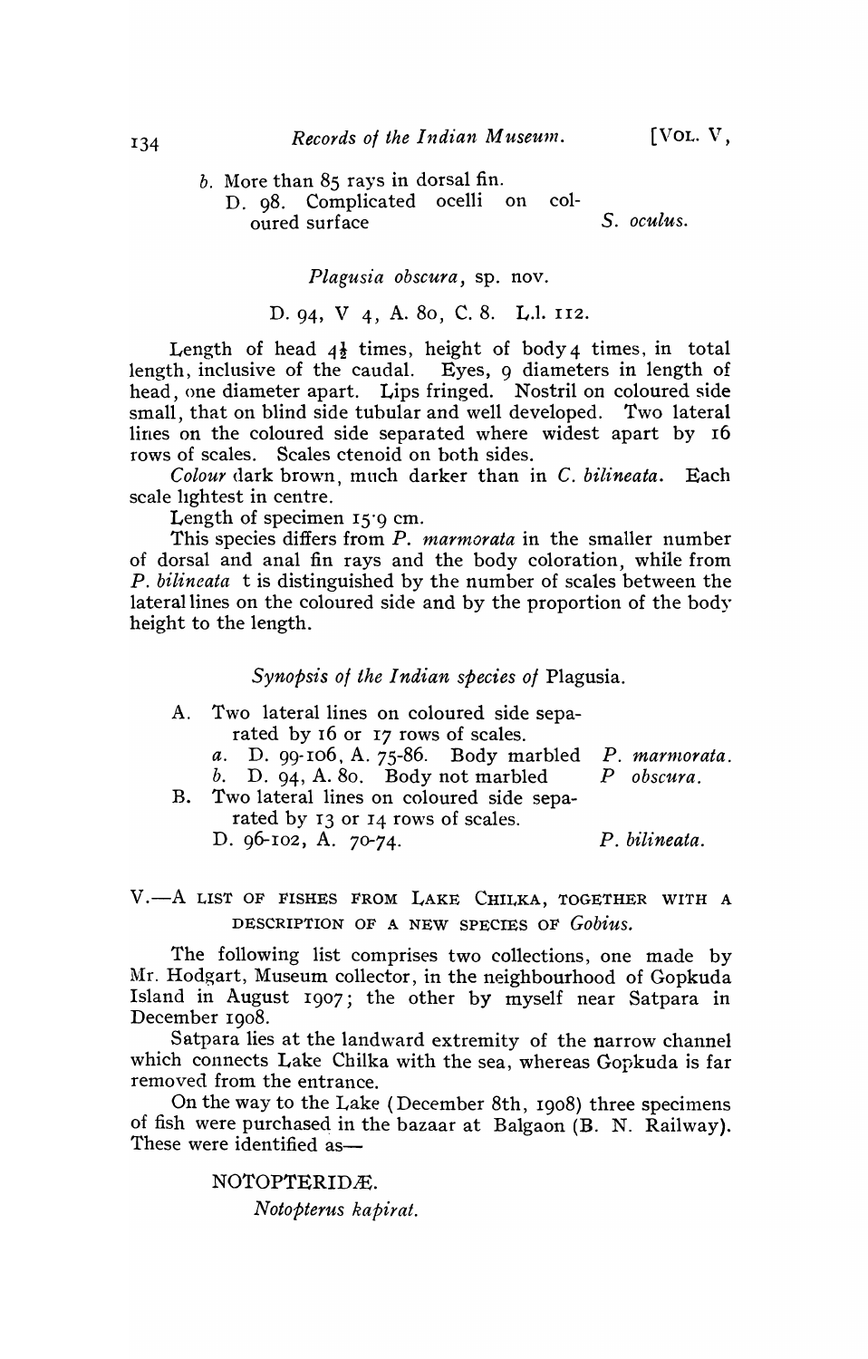*b.* More than 85 rays in dorsal fin.

| | |
|---|---|
| D. 98. Complicated ocelli on coloured surface | *S. oculus.* |

*Plagusia obscura*, sp. nov.

D. 94, V 4, A. 80, C. 8. L.l. 112.

Length of head 4½ times, height of body 4 times, in total length, inclusive of the caudal. Eyes, 9 diameters in length of head, one diameter apart. Lips fringed. Nostril on coloured side small, that on blind side tubular and well developed. Two lateral lines on the coloured side separated where widest apart by 16 rows of scales. Scales ctenoid on both sides.

*Colour* dark brown, much darker than in *C. bilineata*. Each scale lightest in centre.

Length of specimen 15·9 cm.

This species differs from *P. marmorata* in the smaller number of dorsal and anal fin rays and the body coloration, while from *P. bilineata* t is distinguished by the number of scales between the lateral lines on the coloured side and by the proportion of the body height to the length.

*Synopsis of the Indian species of* Plagusia.

| | |
|---|---|
| A. Two lateral lines on coloured side separated by 16 or 17 rows of scales. | |
| *a.* D. 99-106, A. 75-86. Body marbled | *P. marmorata.* |
| *b.* D. 94, A. 80. Body not marbled | *P obscura.* |
| B. Two lateral lines on coloured side separated by 13 or 14 rows of scales. | |
| D. 96-102, A. 70-74. | *P. bilineata.* |

## V.—A LIST OF FISHES FROM LAKE CHILKA, TOGETHER WITH A DESCRIPTION OF A NEW SPECIES OF *Gobius.*

The following list comprises two collections, one made by Mr. Hodgart, Museum collector, in the neighbourhood of Gopkuda Island in August 1907; the other by myself near Satpara in December 1908.

Satpara lies at the landward extremity of the narrow channel which connects Lake Chilka with the sea, whereas Gopkuda is far removed from the entrance.

On the way to the Lake (December 8th, 1908) three specimens of fish were purchased in the bazaar at Balgaon (B. N. Railway). These were identified as—

NOTOPTERIDÆ.

*Notopterus kapirat.*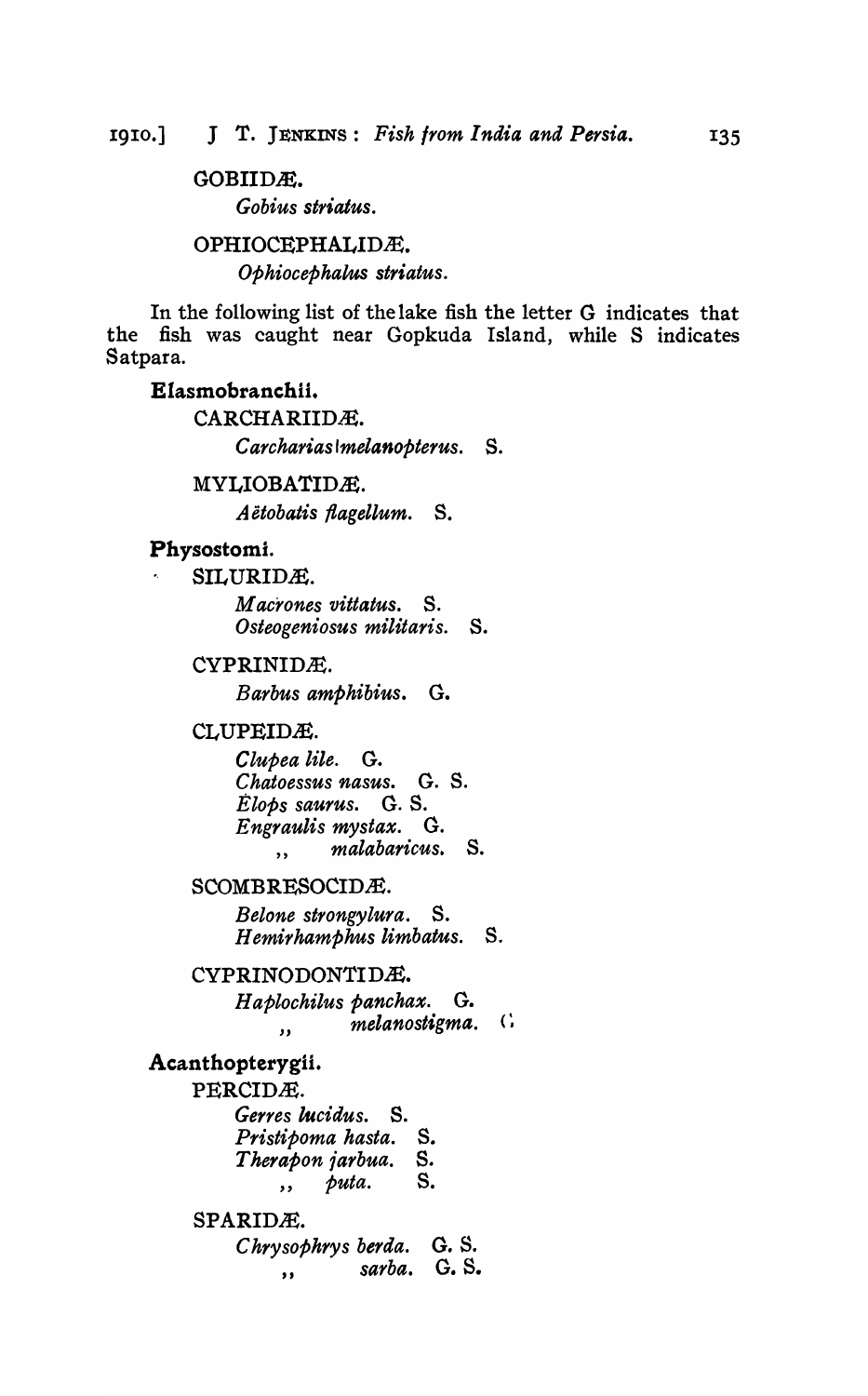GOBIIDÆ.

*Gobius striatus.*

OPHIOCEPHALIDÆ.

*Ophiocephalus striatus.*

In the following list of the lake fish the letter G indicates that the fish was caught near Gopkuda Island, while S indicates Satpara.

**Elasmobranchii.**

CARCHARIIDÆ.

*Carcharias melanopterus.* S.

MYLIOBATIDÆ.

*Aëtobatis flagellum.* S.

**Physostomi.**

SILURIDÆ.

*Macrones vittatus.* S.
*Osteogeniosus militaris.* S.

CYPRINIDÆ.

*Barbus amphibius.* G.

CLUPEIDÆ.

*Clupea lile.* G.
*Chatoessus nasus.* G. S.
*Elops saurus.* G. S.
*Engraulis mystax.* G.
,, *malabaricus.* S.

SCOMBRESOCIDÆ.

*Belone strongylura.* S.
*Hemirhamphus limbatus.* S.

CYPRINODONTIDÆ.

*Haplochilus panchax.* G.
,, *melanostigma.* G.

**Acanthopterygii.**

PERCIDÆ.

*Gerres lucidus.* S.
*Pristipoma hasta.* S.
*Therapon jarbua.* S.
,, *puta.* S.

SPARIDÆ.

*Chrysophrys berda.* G. S.
,, *sarba.* G. S.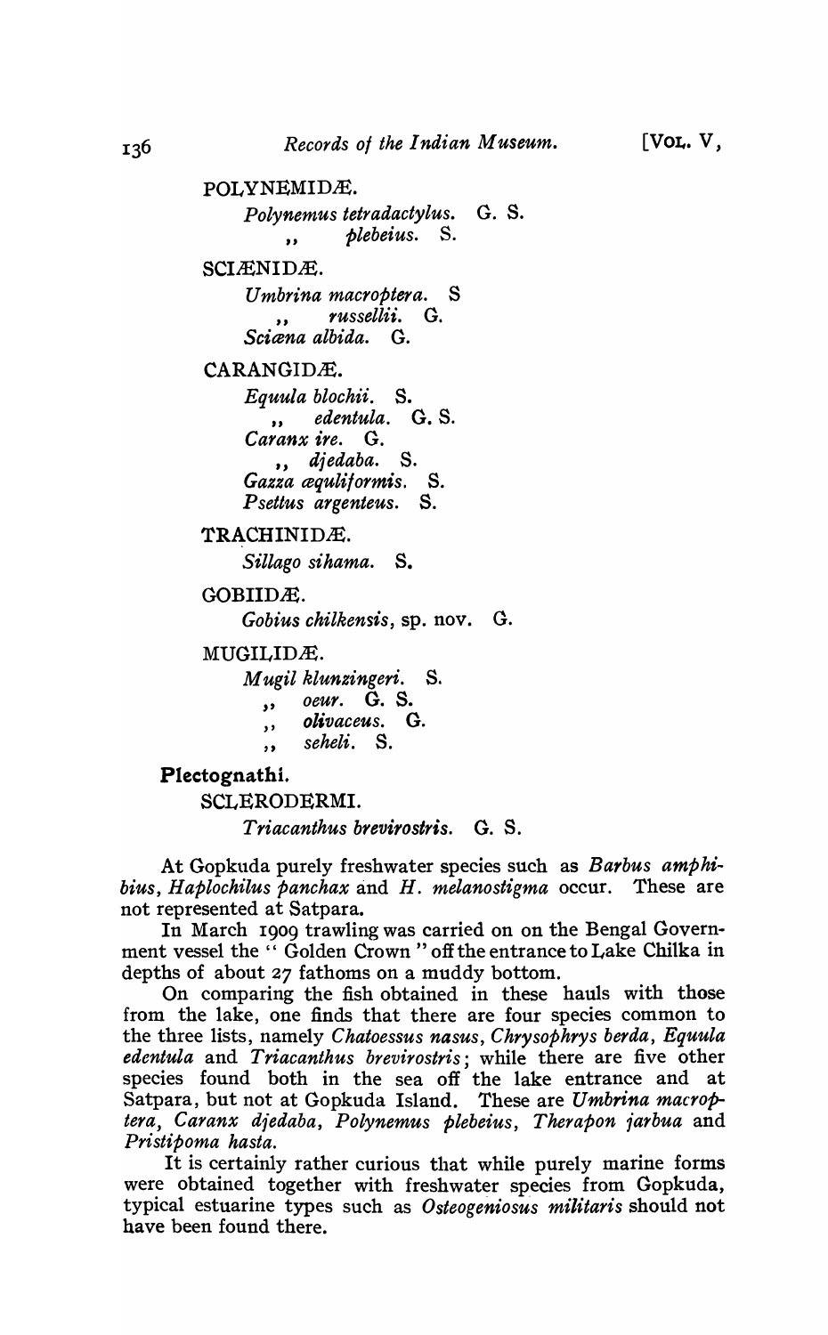POLYNEMIDÆ.

*Polynemus tetradactylus*. G. S.
,, *plebeius*. S.

SCIÆNIDÆ.

*Umbrina macroptera*. S
,, *russellii*. G.
*Sciæna albida*. G.

CARANGIDÆ.

*Equula blochii*. S.
,, *edentula*. G. S.
*Caranx ire*. G.
,, *djedaba*. S.
*Gazza æquliformis*. S.
*Psettus argenteus*. S.

TRACHINIDÆ.

*Sillago sihama*. S.

GOBIIDÆ.

*Gobius chilkensis*, sp. nov. G.

MUGILIDÆ.

*Mugil klunzingeri*. S.
,, *oeur*. G. S.
,, *olivaceus*. G.
,, *seheli*. S.

**Plectognathi.**

SCLERODERMI.

*Triacanthus brevirostris*. G. S.

At Gopkuda purely freshwater species such as *Barbus amphibius*, *Haplochilus panchax* and *H. melanostigma* occur. These are not represented at Satpara.

In March 1909 trawling was carried on on the Bengal Government vessel the "Golden Crown" off the entrance to Lake Chilka in depths of about 27 fathoms on a muddy bottom.

On comparing the fish obtained in these hauls with those from the lake, one finds that there are four species common to the three lists, namely *Chatoessus nasus*, *Chrysophrys berda*, *Equula edentula* and *Triacanthus brevirostris*; while there are five other species found both in the sea off the lake entrance and at Satpara, but not at Gopkuda Island. These are *Umbrina macroptera*, *Caranx djedaba*, *Polynemus plebeius*, *Therapon jarbua* and *Pristipoma hasta*.

It is certainly rather curious that while purely marine forms were obtained together with freshwater species from Gopkuda, typical estuarine types such as *Osteogeniosus militaris* should not have been found there.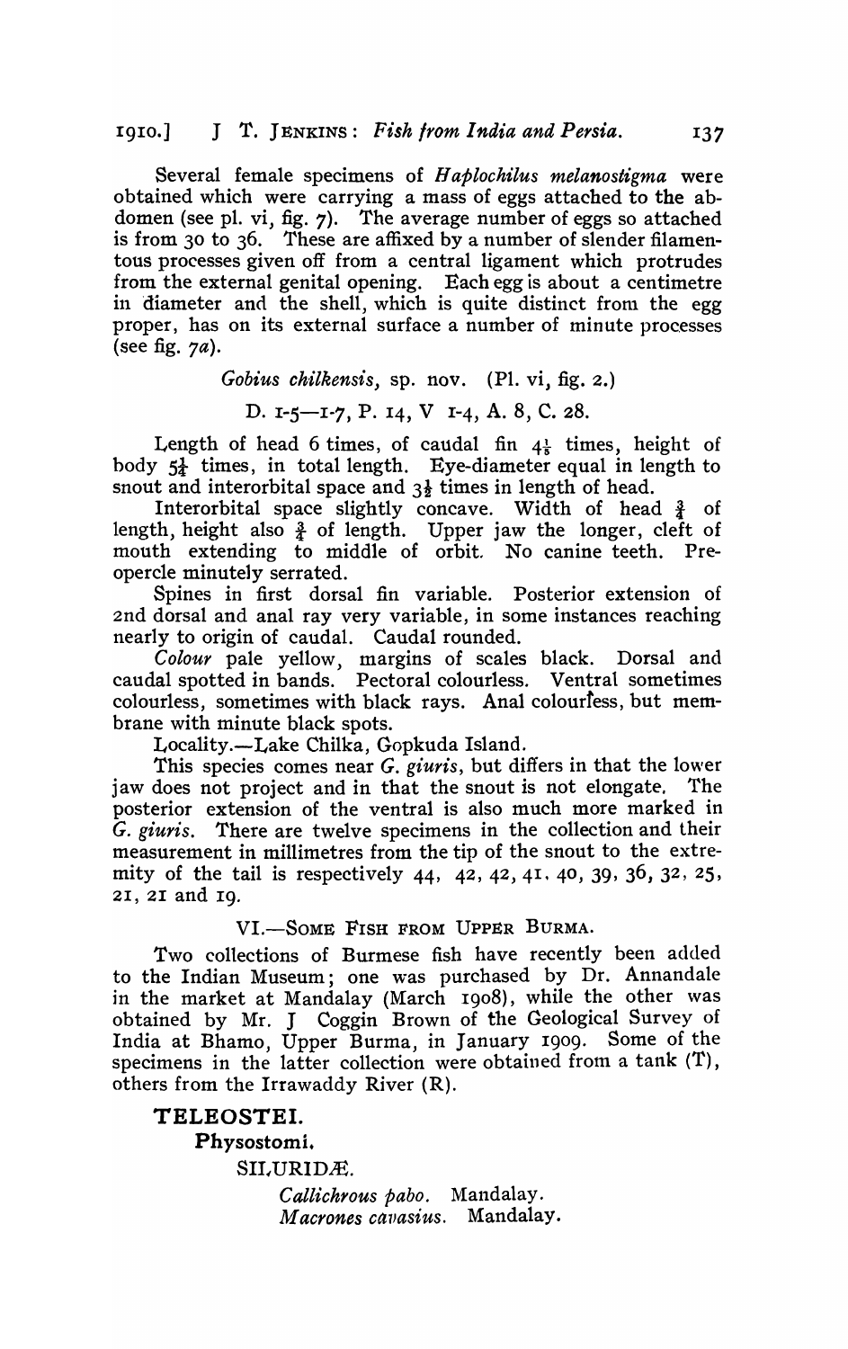Several female specimens of *Haplochilus melanostigma* were obtained which were carrying a mass of eggs attached to the abdomen (see pl. vi, fig. 7). The average number of eggs so attached is from 30 to 36. These are affixed by a number of slender filamentous processes given off from a central ligament which protrudes from the external genital opening. Each egg is about a centimetre in diameter and the shell, which is quite distinct from the egg proper, has on its external surface a number of minute processes (see fig. 7*a*).

*Gobius chilkensis*, sp. nov. (Pl. vi, fig. 2.)

D. 1-5—1-7, P. 14, V 1-4, A. 8, C. 28.

Length of head 6 times, of caudal fin $4\frac{1}{5}$ times, height of body $5\frac{1}{4}$ times, in total length. Eye-diameter equal in length to snout and interorbital space and $3\frac{1}{2}$ times in length of head.

Interorbital space slightly concave. Width of head $\frac{3}{4}$ of length, height also $\frac{3}{4}$ of length. Upper jaw the longer, cleft of mouth extending to middle of orbit. No canine teeth. Preopercle minutely serrated.

Spines in first dorsal fin variable. Posterior extension of 2nd dorsal and anal ray very variable, in some instances reaching nearly to origin of caudal. Caudal rounded.

*Colour* pale yellow, margins of scales black. Dorsal and caudal spotted in bands. Pectoral colourless. Ventral sometimes colourless, sometimes with black rays. Anal colourless, but membrane with minute black spots.

Locality.—Lake Chilka, Gopkuda Island.

This species comes near *G. giuris*, but differs in that the lower jaw does not project and in that the snout is not elongate. The posterior extension of the ventral is also much more marked in *G. giuris*. There are twelve specimens in the collection and their measurement in millimetres from the tip of the snout to the extremity of the tail is respectively 44, 42, 42, 41, 40, 39, 36, 32, 25, 21, 21 and 19.

## VI.—Some Fish from Upper Burma.

Two collections of Burmese fish have recently been added to the Indian Museum; one was purchased by Dr. Annandale in the market at Mandalay (March 1908), while the other was obtained by Mr. J Coggin Brown of the Geological Survey of India at Bhamo, Upper Burma, in January 1909. Some of the specimens in the latter collection were obtained from a tank (T), others from the Irrawaddy River (R).

### TELEOSTEI.

#### Physostomi.

SILURIDÆ.

*Callichrous pabo*. Mandalay.
*Macrones cavasius*. Mandalay.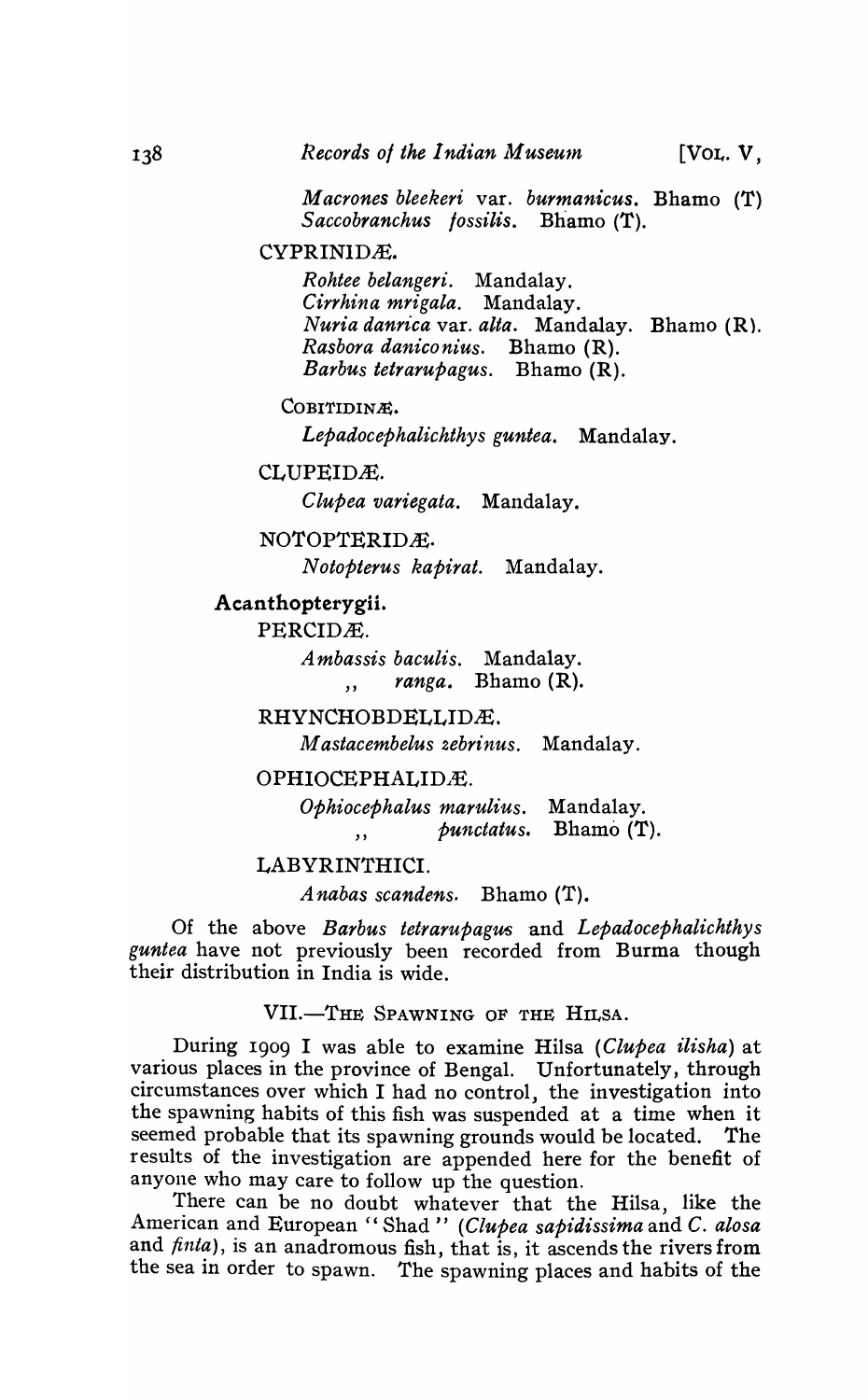*Macrones bleekeri* var. *burmanicus*. Bhamo (T)
*Saccobranchus fossilis*. Bhamo (T).

CYPRINIDÆ.

*Rohtee belangeri*. Mandalay.
*Cirrhina mrigala*. Mandalay.
*Nuria danrica* var. *alta*. Mandalay. Bhamo (R).
*Rasbora daniconius*. Bhamo (R).
*Barbus tetrarupagus*. Bhamo (R).

COBITIDINÆ.

*Lepadocephalichthys guntea*. Mandalay.

CLUPEIDÆ.

*Clupea variegata*. Mandalay.

NOTOPTERIDÆ.

*Notopterus kapirat*. Mandalay.

**Acanthopterygii.**

PERCIDÆ.

*Ambassis baculis*. Mandalay.
,, *ranga*. Bhamo (R).

RHYNCHOBDELLIDÆ.

*Mastacembelus zebrinus*. Mandalay.

OPHIOCEPHALIDÆ.

*Ophiocephalus marulius*. Mandalay.
,, *punctatus*. Bhamo (T).

LABYRINTHICI.

*Anabas scandens*. Bhamo (T).

Of the above *Barbus tetrarupagus* and *Lepadocephalichthys guntea* have not previously been recorded from Burma though their distribution in India is wide.

## VII.—THE SPAWNING OF THE HILSA.

During 1909 I was able to examine Hilsa (*Clupea ilisha*) at various places in the province of Bengal. Unfortunately, through circumstances over which I had no control, the investigation into the spawning habits of this fish was suspended at a time when it seemed probable that its spawning grounds would be located. The results of the investigation are appended here for the benefit of anyone who may care to follow up the question.

There can be no doubt whatever that the Hilsa, like the American and European "Shad" (*Clupea sapidissima* and *C. alosa* and *finta*), is an anadromous fish, that is, it ascends the rivers from the sea in order to spawn. The spawning places and habits of the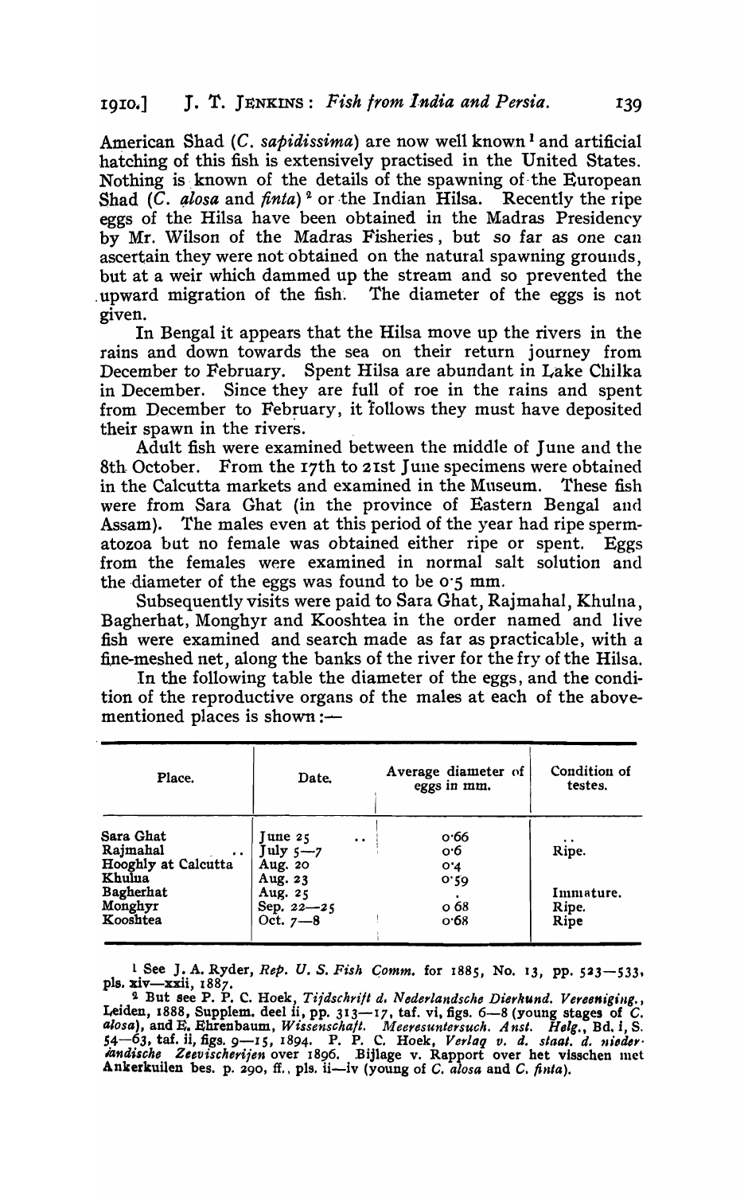American Shad (*C. sapidissima*) are now well known [1] and artificial hatching of this fish is extensively practised in the United States. Nothing is known of the details of the spawning of the European Shad (*C. alosa* and *finta*) [2] or the Indian Hilsa. Recently the ripe eggs of the Hilsa have been obtained in the Madras Presidency by Mr. Wilson of the Madras Fisheries, but so far as one can ascertain they were not obtained on the natural spawning grounds, but at a weir which dammed up the stream and so prevented the upward migration of the fish. The diameter of the eggs is not given.

In Bengal it appears that the Hilsa move up the rivers in the rains and down towards the sea on their return journey from December to February. Spent Hilsa are abundant in Lake Chilka in December. Since they are full of roe in the rains and spent from December to February, it follows they must have deposited their spawn in the rivers.

Adult fish were examined between the middle of June and the 8th October. From the 17th to 21st June specimens were obtained in the Calcutta markets and examined in the Museum. These fish were from Sara Ghat (in the province of Eastern Bengal and Assam). The males even at this period of the year had ripe spermatozoa but no female was obtained either ripe or spent. Eggs from the females were examined in normal salt solution and the diameter of the eggs was found to be 0·5 mm.

Subsequently visits were paid to Sara Ghat, Rajmahal, Khulna, Bagherhat, Monghyr and Kooshtea in the order named and live fish were examined and search made as far as practicable, with a fine-meshed net, along the banks of the river for the fry of the Hilsa.

In the following table the diameter of the eggs, and the condition of the reproductive organs of the males at each of the above-mentioned places is shown:—

| Place. | Date. | Average diameter of eggs in mm. | Condition of testes. |
|---|---|---|---|
| Sara Ghat | June 25 .. | 0·66 | .. |
| Rajmahal .. | July 5—7 | 0·6 | Ripe. |
| Hooghly at Calcutta | Aug. 20 | 0·4 | |
| Khulna | Aug. 23 | 0·59 | |
| Bagherhat | Aug. 25 | . | Immature. |
| Monghyr | Sep. 22—25 | 0·68 | Ripe. |
| Kooshtea | Oct. 7—8 | 0·68 | Ripe |

[1] See J. A. Ryder, *Rep. U. S. Fish Comm.* for 1885, No. 13, pp. 523—533, pls. xiv—xxii, 1887.

[2] But see P. P. C. Hoek, *Tijdschrift d. Nederlandsche Dierkund. Vereeniging.*, Leiden, 1888, Supplem. deel ii, pp. 313—17, taf. vi, figs. 6—8 (young stages of *C. alosa*), and E. Ehrenbaum, *Wissenschaft. Meeresuntersuch. Anst. Helg.*, Bd. i, S. 54—63, taf. ii, figs. 9—15, 1894. P. P. C. Hoek, *Verlag v. d. staat. d. niederlandsche Zeevischerijen* over 1896. Bijlage v. Rapport over het visschen met Ankerkuilen bes. p. 290, ff., pls. ii—iv (young of *C. alosa* and *C. finta*).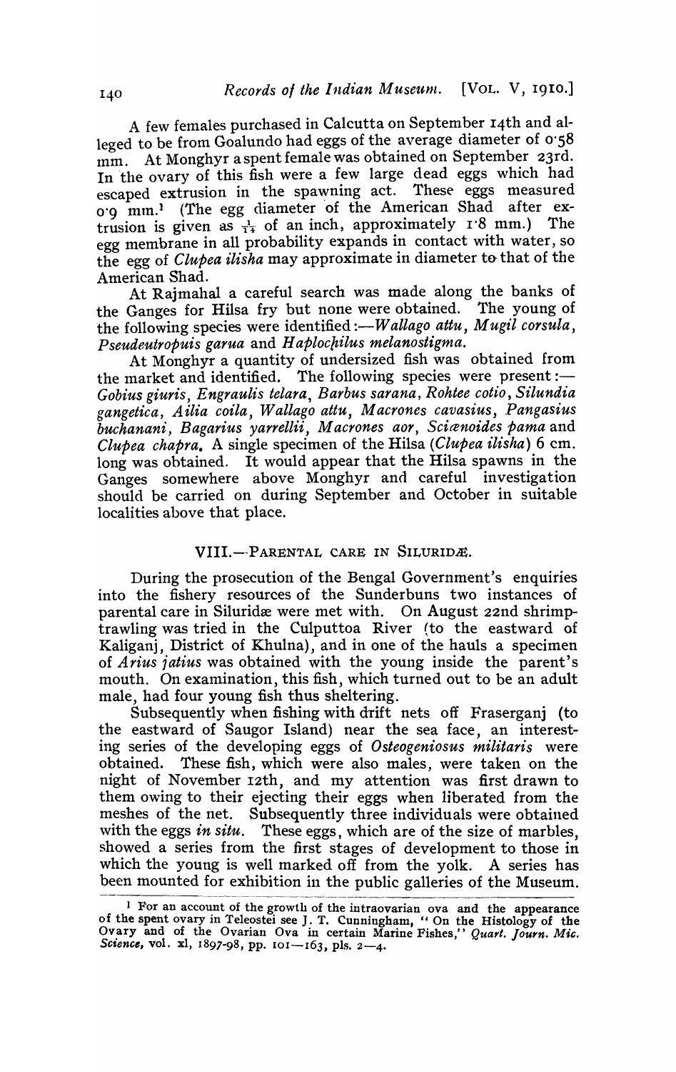A few females purchased in Calcutta on September 14th and alleged to be from Goalundo had eggs of the average diameter of 0·58 mm. At Monghyr a spent female was obtained on September 23rd. In the ovary of this fish were a few large dead eggs which had escaped extrusion in the spawning act. These eggs measured 0·9 mm.[1] (The egg diameter of the American Shad after extrusion is given as $\frac{1}{14}$ of an inch, approximately 1·8 mm.) The egg membrane in all probability expands in contact with water, so the egg of *Clupea ilisha* may approximate in diameter to that of the American Shad.

At Rajmahal a careful search was made along the banks of the Ganges for Hilsa fry but none were obtained. The young of the following species were identified:—*Wallago attu*, *Mugil corsula*, *Pseudeutropuis garua* and *Haplochilus melanostigma*.

At Monghyr a quantity of undersized fish was obtained from the market and identified. The following species were present:—*Gobius giuris*, *Engraulis telara*, *Barbus sarana*, *Rohtee cotio*, *Silundia gangetica*, *Ailia coila*, *Wallago attu*, *Macrones cavasius*, *Pangasius buchanani*, *Bagarius yarrellii*, *Macrones aor*, *Sciænoides pama* and *Clupea chapra*. A single specimen of the Hilsa (*Clupea ilisha*) 6 cm. long was obtained. It would appear that the Hilsa spawns in the Ganges somewhere above Monghyr and careful investigation should be carried on during September and October in suitable localities above that place.

## VIII.—PARENTAL CARE IN SILURIDÆ.

During the prosecution of the Bengal Government's enquiries into the fishery resources of the Sunderbuns two instances of parental care in Siluridæ were met with. On August 22nd shrimp-trawling was tried in the Culputtoa River (to the eastward of Kaliganj, District of Khulna), and in one of the hauls a specimen of *Arius jatius* was obtained with the young inside the parent's mouth. On examination, this fish, which turned out to be an adult male, had four young fish thus sheltering.

Subsequently when fishing with drift nets off Fraserganj (to the eastward of Saugor Island) near the sea face, an interesting series of the developing eggs of *Osteogeniosus militaris* were obtained. These fish, which were also males, were taken on the night of November 12th, and my attention was first drawn to them owing to their ejecting their eggs when liberated from the meshes of the net. Subsequently three individuals were obtained with the eggs *in situ*. These eggs, which are of the size of marbles, showed a series from the first stages of development to those in which the young is well marked off from the yolk. A series has been mounted for exhibition in the public galleries of the Museum.

---

[1] For an account of the growth of the intraovarian ova and the appearance of the spent ovary in Teleostei see J. T. Cunningham, "On the Histology of the Ovary and of the Ovarian Ova in certain Marine Fishes," *Quart. Journ. Mic. Science*, vol. xl, 1897-98, pp. 101—163, pls. 2—4.